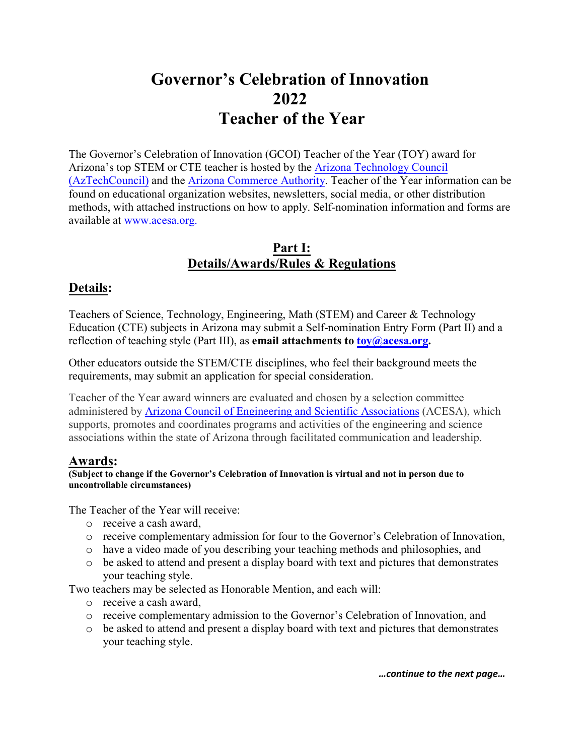# Governor's Celebration of Innovation 2022 Teacher of the Year

The Governor's Celebration of Innovation (GCOI) Teacher of the Year (TOY) award for Arizona's top STEM or CTE teacher is hosted by the Arizona Technology Council (AzTechCouncil) and the Arizona Commerce Authority. Teacher of the Year information can be found on educational organization websites, newsletters, social media, or other distribution methods, with attached instructions on how to apply. Self-nomination information and forms are available at www.acesa.org.

## Part I: Details/Awards/Rules & Regulations

### Details:

Teachers of Science, Technology, Engineering, Math (STEM) and Career & Technology Education (CTE) subjects in Arizona may submit a Self-nomination Entry Form (Part II) and a reflection of teaching style (Part III), as **email attachments to toy@acesa.org.**

Other educators outside the STEM/CTE disciplines, who feel their background meets the requirements, may submit an application for special consideration.

Teacher of the Year award winners are evaluated and chosen by a selection committee administered by Arizona Council of Engineering and Scientific Associations (ACESA), which supports, promotes and coordinates programs and activities of the engineering and science associations within the state of Arizona through facilitated communication and leadership.

### Awards:

**(Subject to change if the Governor's Celebration of Innovation is virtual and not in person due to uncontrollable circumstances)**

The Teacher of the Year will receive:

- receive a cash award,
- receive complementary admission for four to the Governor's Celebration of Innovation,
- have a video made of you describing your teaching methods and philosophies, and
- be asked to attend and present a display board with text and pictures that demonstrates your teaching style.

Two teachers may be selected as Honorable Mention, and each will:

- receive a cash award,
- receive complementary admission to the Governor's Celebration of Innovation, and
- be asked to attend and present a display board with text and pictures that demonstrates your teaching style.

***…continue to the next page…***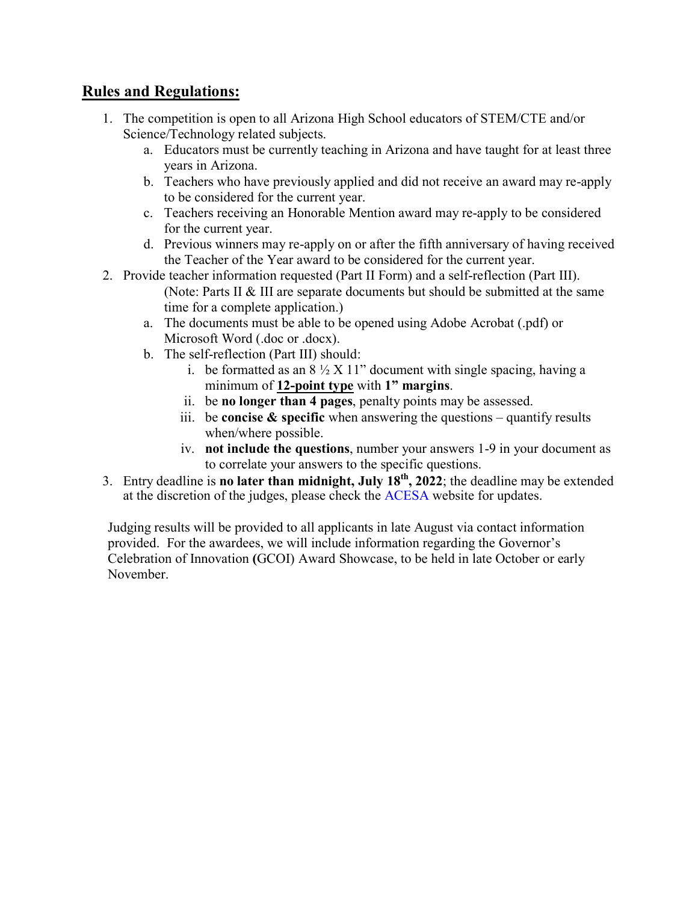## Rules and Regulations:

1. The competition is open to all Arizona High School educators of STEM/CTE and/or Science/Technology related subjects.
   a. Educators must be currently teaching in Arizona and have taught for at least three years in Arizona.
   b. Teachers who have previously applied and did not receive an award may re-apply to be considered for the current year.
   c. Teachers receiving an Honorable Mention award may re-apply to be considered for the current year.
   d. Previous winners may re-apply on or after the fifth anniversary of having received the Teacher of the Year award to be considered for the current year.
2. Provide teacher information requested (Part II Form) and a self-reflection (Part III). (Note: Parts II & III are separate documents but should be submitted at the same time for a complete application.)
   a. The documents must be able to be opened using Adobe Acrobat (.pdf) or Microsoft Word (.doc or .docx).
   b. The self-reflection (Part III) should:
      i. be formatted as an 8 ½ X 11" document with single spacing, having a minimum of **12-point type** with **1" margins**.
      ii. be **no longer than 4 pages**, penalty points may be assessed.
      iii. be **concise & specific** when answering the questions – quantify results when/where possible.
      iv. **not include the questions**, number your answers 1-9 in your document as to correlate your answers to the specific questions.
3. Entry deadline is **no later than midnight, July 18th, 2022**; the deadline may be extended at the discretion of the judges, please check the ACESA website for updates.

Judging results will be provided to all applicants in late August via contact information provided. For the awardees, we will include information regarding the Governor's Celebration of Innovation (GCOI) Award Showcase, to be held in late October or early November.